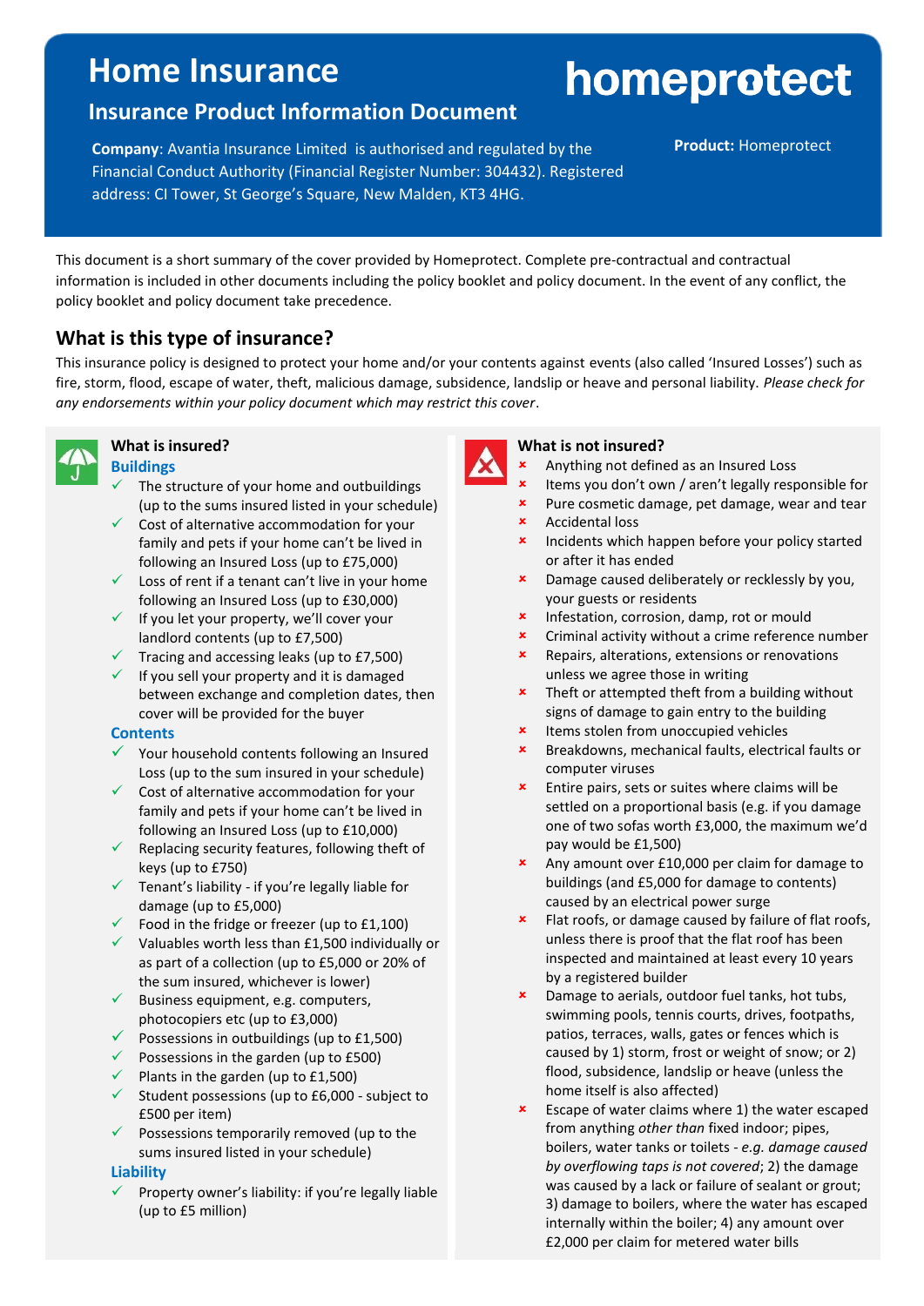# Home Insurance

## Insurance Product Information Document

**homeprotect**

**Company**: Avantia Insurance Limited is authorised and regulated by the Financial Conduct Authority (Financial Register Number: 304432). Registered address: CI Tower, St George's Square, New Malden, KT3 4HG.

**Product:** Homeprotect

This document is a short summary of the cover provided by Homeprotect. Complete pre-contractual and contractual information is included in other documents including the policy booklet and policy document. In the event of any conflict, the policy booklet and policy document take precedence.

## What is this type of insurance?

This insurance policy is designed to protect your home and/or your contents against events (also called 'Insured Losses') such as fire, storm, flood, escape of water, theft, malicious damage, subsidence, landslip or heave and personal liability. *Please check for any endorsements within your policy document which may restrict this cover*.

### What is insured?

**Buildings**

- ✓ The structure of your home and outbuildings (up to the sums insured listed in your schedule)
- ✓ Cost of alternative accommodation for your family and pets if your home can't be lived in following an Insured Loss (up to £75,000)
- ✓ Loss of rent if a tenant can't live in your home following an Insured Loss (up to £30,000)
- ✓ If you let your property, we'll cover your landlord contents (up to £7,500)
- ✓ Tracing and accessing leaks (up to £7,500)
- ✓ If you sell your property and it is damaged between exchange and completion dates, then cover will be provided for the buyer

**Contents**

- ✓ Your household contents following an Insured Loss (up to the sum insured in your schedule)
- ✓ Cost of alternative accommodation for your family and pets if your home can't be lived in following an Insured Loss (up to £10,000)
- ✓ Replacing security features, following theft of keys (up to £750)
- ✓ Tenant's liability - if you're legally liable for damage (up to £5,000)
- ✓ Food in the fridge or freezer (up to £1,100)
- ✓ Valuables worth less than £1,500 individually or as part of a collection (up to £5,000 or 20% of the sum insured, whichever is lower)
- ✓ Business equipment, e.g. computers, photocopiers etc (up to £3,000)
- ✓ Possessions in outbuildings (up to £1,500)
- ✓ Possessions in the garden (up to £500)
- ✓ Plants in the garden (up to £1,500)
- ✓ Student possessions (up to £6,000 - subject to £500 per item)
- ✓ Possessions temporarily removed (up to the sums insured listed in your schedule)

**Liability**

- ✓ Property owner's liability: if you're legally liable (up to £5 million)

### What is not insured?

- ✗ Anything not defined as an Insured Loss
- ✗ Items you don't own / aren't legally responsible for
- ✗ Pure cosmetic damage, pet damage, wear and tear
- ✗ Accidental loss
- ✗ Incidents which happen before your policy started or after it has ended
- ✗ Damage caused deliberately or recklessly by you, your guests or residents
- ✗ Infestation, corrosion, damp, rot or mould
- ✗ Criminal activity without a crime reference number
- ✗ Repairs, alterations, extensions or renovations unless we agree those in writing
- ✗ Theft or attempted theft from a building without signs of damage to gain entry to the building
- ✗ Items stolen from unoccupied vehicles
- ✗ Breakdowns, mechanical faults, electrical faults or computer viruses
- ✗ Entire pairs, sets or suites where claims will be settled on a proportional basis (e.g. if you damage one of two sofas worth £3,000, the maximum we'd pay would be £1,500)
- ✗ Any amount over £10,000 per claim for damage to buildings (and £5,000 for damage to contents) caused by an electrical power surge
- ✗ Flat roofs, or damage caused by failure of flat roofs, unless there is proof that the flat roof has been inspected and maintained at least every 10 years by a registered builder
- ✗ Damage to aerials, outdoor fuel tanks, hot tubs, swimming pools, tennis courts, drives, footpaths, patios, terraces, walls, gates or fences which is caused by 1) storm, frost or weight of snow; or 2) flood, subsidence, landslip or heave (unless the home itself is also affected)
- ✗ Escape of water claims where 1) the water escaped from anything *other than* fixed indoor; pipes, boilers, water tanks or toilets - *e.g. damage caused by overflowing taps is not covered*; 2) the damage was caused by a lack or failure of sealant or grout; 3) damage to boilers, where the water has escaped internally within the boiler; 4) any amount over £2,000 per claim for metered water bills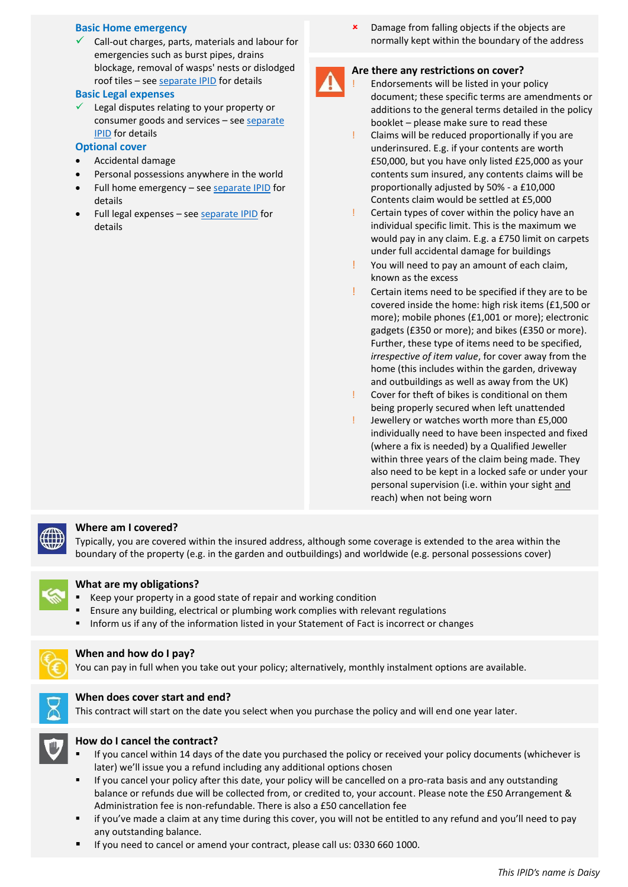### Basic Home emergency

- ✓ Call-out charges, parts, materials and labour for emergencies such as burst pipes, drains blockage, removal of wasps' nests or dislodged roof tiles – see separate IPID for details

### Basic Legal expenses

- ✓ Legal disputes relating to your property or consumer goods and services – see separate IPID for details

### Optional cover

- Accidental damage
- Personal possessions anywhere in the world
- Full home emergency – see separate IPID for details
- Full legal expenses – see separate IPID for details

- ✗ Damage from falling objects if the objects are normally kept within the boundary of the address

## Are there any restrictions on cover?

- ! Endorsements will be listed in your policy document; these specific terms are amendments or additions to the general terms detailed in the policy booklet – please make sure to read these
- ! Claims will be reduced proportionally if you are underinsured. E.g. if your contents are worth £50,000, but you have only listed £25,000 as your contents sum insured, any contents claims will be proportionally adjusted by 50% - a £10,000 Contents claim would be settled at £5,000
- ! Certain types of cover within the policy have an individual specific limit. This is the maximum we would pay in any claim. E.g. a £750 limit on carpets under full accidental damage for buildings
- ! You will need to pay an amount of each claim, known as the excess
- ! Certain items need to be specified if they are to be covered inside the home: high risk items (£1,500 or more); mobile phones (£1,001 or more); electronic gadgets (£350 or more); and bikes (£350 or more). Further, these type of items need to be specified, *irrespective of item value*, for cover away from the home (this includes within the garden, driveway and outbuildings as well as away from the UK)
- ! Cover for theft of bikes is conditional on them being properly secured when left unattended
- ! Jewellery or watches worth more than £5,000 individually need to have been inspected and fixed (where a fix is needed) by a Qualified Jeweller within three years of the claim being made. They also need to be kept in a locked safe or under your personal supervision (i.e. within your sight and reach) when not being worn

## Where am I covered?

Typically, you are covered within the insured address, although some coverage is extended to the area within the boundary of the property (e.g. in the garden and outbuildings) and worldwide (e.g. personal possessions cover)

## What are my obligations?

- Keep your property in a good state of repair and working condition
- Ensure any building, electrical or plumbing work complies with relevant regulations
- Inform us if any of the information listed in your Statement of Fact is incorrect or changes

## When and how do I pay?

You can pay in full when you take out your policy; alternatively, monthly instalment options are available.

## When does cover start and end?

This contract will start on the date you select when you purchase the policy and will end one year later.

## How do I cancel the contract?

- If you cancel within 14 days of the date you purchased the policy or received your policy documents (whichever is later) we'll issue you a refund including any additional options chosen
- If you cancel your policy after this date, your policy will be cancelled on a pro-rata basis and any outstanding balance or refunds due will be collected from, or credited to, your account. Please note the £50 Arrangement & Administration fee is non-refundable. There is also a £50 cancellation fee
- if you've made a claim at any time during this cover, you will not be entitled to any refund and you'll need to pay any outstanding balance.
- If you need to cancel or amend your contract, please call us: 0330 660 1000.

*This IPID's name is Daisy*